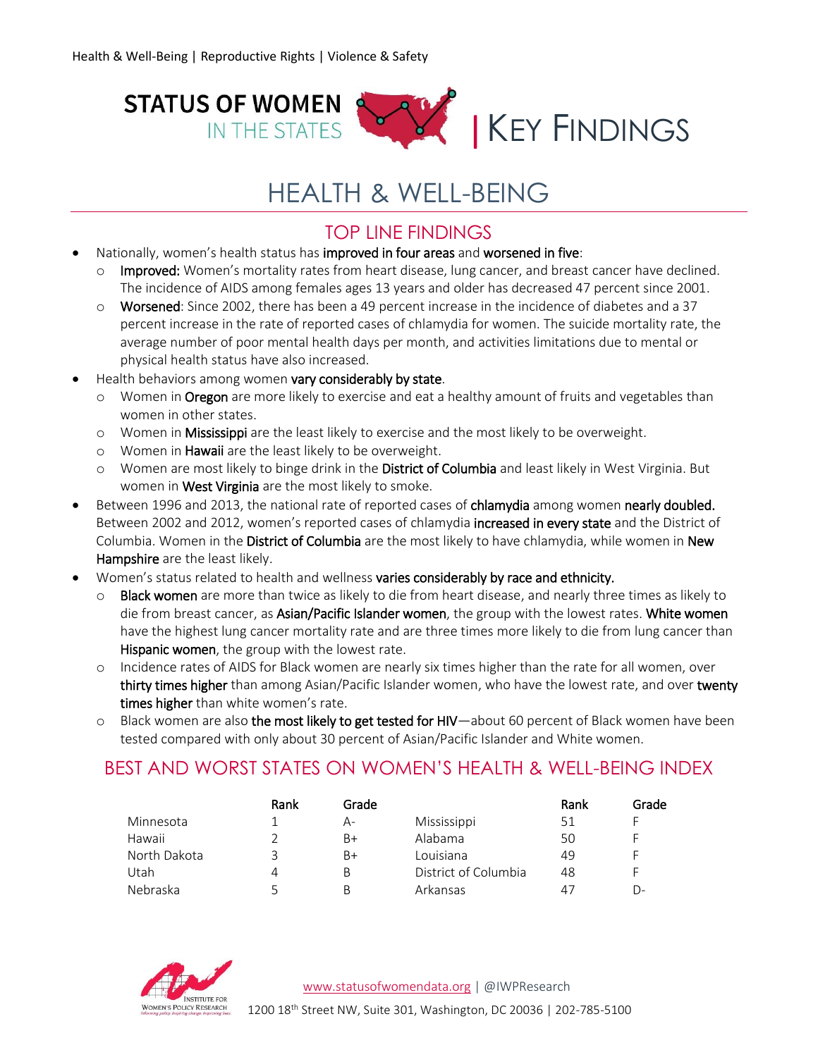Health & Well-Being | Reproductive Rights | Violence & Safety

# STATUS OF WOMEN IN THE STATES | KEY FINDINGS

## HEALTH & WELL-BEING

### TOP LINE FINDINGS

- Nationally, women's health status has **improved in four areas** and **worsened in five**:
  - **Improved:** Women's mortality rates from heart disease, lung cancer, and breast cancer have declined. The incidence of AIDS among females ages 13 years and older has decreased 47 percent since 2001.
  - **Worsened**: Since 2002, there has been a 49 percent increase in the incidence of diabetes and a 37 percent increase in the rate of reported cases of chlamydia for women. The suicide mortality rate, the average number of poor mental health days per month, and activities limitations due to mental or physical health status have also increased.
- Health behaviors among women **vary considerably by state**.
  - Women in **Oregon** are more likely to exercise and eat a healthy amount of fruits and vegetables than women in other states.
  - Women in **Mississippi** are the least likely to exercise and the most likely to be overweight.
  - Women in **Hawaii** are the least likely to be overweight.
  - Women are most likely to binge drink in the **District of Columbia** and least likely in West Virginia. But women in **West Virginia** are the most likely to smoke.
- Between 1996 and 2013, the national rate of reported cases of **chlamydia** among women **nearly doubled.** Between 2002 and 2012, women's reported cases of chlamydia **increased in every state** and the District of Columbia. Women in the **District of Columbia** are the most likely to have chlamydia, while women in **New Hampshire** are the least likely.
- Women's status related to health and wellness **varies considerably by race and ethnicity.**
  - **Black women** are more than twice as likely to die from heart disease, and nearly three times as likely to die from breast cancer, as **Asian/Pacific Islander women**, the group with the lowest rates. **White women** have the highest lung cancer mortality rate and are three times more likely to die from lung cancer than **Hispanic women**, the group with the lowest rate.
  - Incidence rates of AIDS for Black women are nearly six times higher than the rate for all women, over **thirty times higher** than among Asian/Pacific Islander women, who have the lowest rate, and over **twenty times higher** than white women's rate.
  - Black women are also **the most likely to get tested for HIV**—about 60 percent of Black women have been tested compared with only about 30 percent of Asian/Pacific Islander and White women.

### BEST AND WORST STATES ON WOMEN'S HEALTH & WELL-BEING INDEX

| | Rank | Grade | | Rank | Grade |
|---|---|---|---|---|---|
| Minnesota | 1 | A- | Mississippi | 51 | F |
| Hawaii | 2 | B+ | Alabama | 50 | F |
| North Dakota | 3 | B+ | Louisiana | 49 | F |
| Utah | 4 | B | District of Columbia | 48 | F |
| Nebraska | 5 | B | Arkansas | 47 | D- |

Institute for Women's Policy Research — Informing policy. Inspiring change. Improving lives.

www.statusofwomendata.org | @IWPResearch

1200 18th Street NW, Suite 301, Washington, DC 20036 | 202-785-5100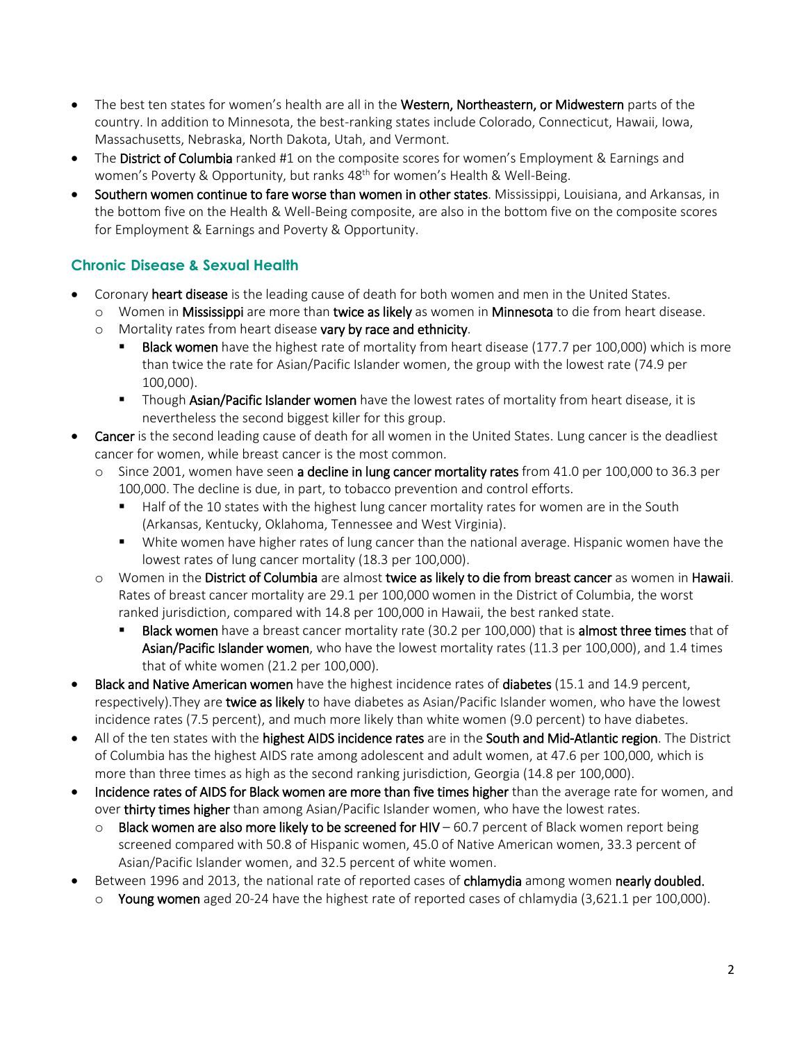- The best ten states for women's health are all in the **Western, Northeastern, or Midwestern** parts of the country. In addition to Minnesota, the best-ranking states include Colorado, Connecticut, Hawaii, Iowa, Massachusetts, Nebraska, North Dakota, Utah, and Vermont.
- The **District of Columbia** ranked #1 on the composite scores for women's Employment & Earnings and women's Poverty & Opportunity, but ranks 48th for women's Health & Well-Being.
- **Southern women continue to fare worse than women in other states**. Mississippi, Louisiana, and Arkansas, in the bottom five on the Health & Well-Being composite, are also in the bottom five on the composite scores for Employment & Earnings and Poverty & Opportunity.

## Chronic Disease & Sexual Health

- Coronary **heart disease** is the leading cause of death for both women and men in the United States.
  - Women in **Mississippi** are more than **twice as likely** as women in **Minnesota** to die from heart disease.
  - Mortality rates from heart disease **vary by race and ethnicity**.
    - **Black women** have the highest rate of mortality from heart disease (177.7 per 100,000) which is more than twice the rate for Asian/Pacific Islander women, the group with the lowest rate (74.9 per 100,000).
    - Though **Asian/Pacific Islander women** have the lowest rates of mortality from heart disease, it is nevertheless the second biggest killer for this group.
- **Cancer** is the second leading cause of death for all women in the United States. Lung cancer is the deadliest cancer for women, while breast cancer is the most common.
  - Since 2001, women have seen **a decline in lung cancer mortality rates** from 41.0 per 100,000 to 36.3 per 100,000. The decline is due, in part, to tobacco prevention and control efforts.
    - Half of the 10 states with the highest lung cancer mortality rates for women are in the South (Arkansas, Kentucky, Oklahoma, Tennessee and West Virginia).
    - White women have higher rates of lung cancer than the national average. Hispanic women have the lowest rates of lung cancer mortality (18.3 per 100,000).
  - Women in the **District of Columbia** are almost **twice as likely to die from breast cancer** as women in **Hawaii**. Rates of breast cancer mortality are 29.1 per 100,000 women in the District of Columbia, the worst ranked jurisdiction, compared with 14.8 per 100,000 in Hawaii, the best ranked state.
    - **Black women** have a breast cancer mortality rate (30.2 per 100,000) that is **almost three times** that of **Asian/Pacific Islander women**, who have the lowest mortality rates (11.3 per 100,000), and 1.4 times that of white women (21.2 per 100,000).
- **Black and Native American women** have the highest incidence rates of **diabetes** (15.1 and 14.9 percent, respectively).They are **twice as likely** to have diabetes as Asian/Pacific Islander women, who have the lowest incidence rates (7.5 percent), and much more likely than white women (9.0 percent) to have diabetes.
- All of the ten states with the **highest AIDS incidence rates** are in the **South and Mid-Atlantic region**. The District of Columbia has the highest AIDS rate among adolescent and adult women, at 47.6 per 100,000, which is more than three times as high as the second ranking jurisdiction, Georgia (14.8 per 100,000).
- **Incidence rates of AIDS for Black women are more than five times higher** than the average rate for women, and over **thirty times higher** than among Asian/Pacific Islander women, who have the lowest rates.
  - **Black women are also more likely to be screened for HIV** – 60.7 percent of Black women report being screened compared with 50.8 of Hispanic women, 45.0 of Native American women, 33.3 percent of Asian/Pacific Islander women, and 32.5 percent of white women.
- Between 1996 and 2013, the national rate of reported cases of **chlamydia** among women **nearly doubled.**
  - **Young women** aged 20-24 have the highest rate of reported cases of chlamydia (3,621.1 per 100,000).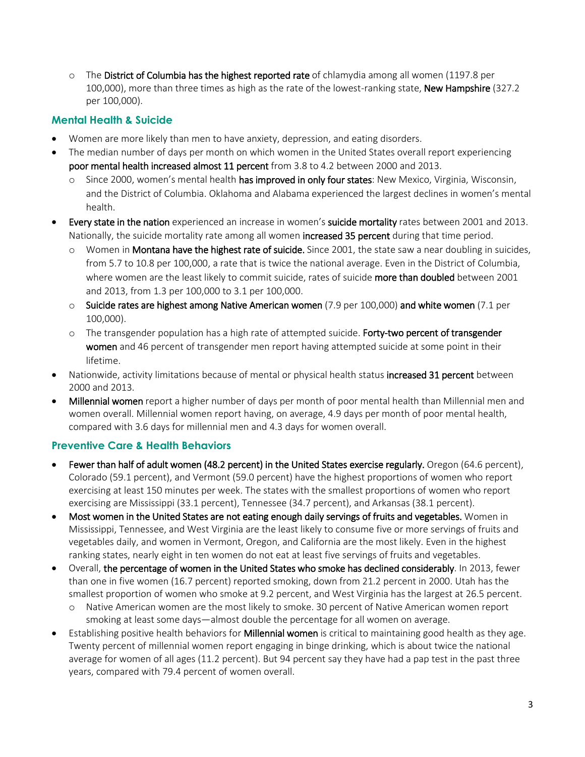- The **District of Columbia has the highest reported rate** of chlamydia among all women (1197.8 per 100,000), more than three times as high as the rate of the lowest-ranking state, **New Hampshire** (327.2 per 100,000).

## Mental Health & Suicide

- Women are more likely than men to have anxiety, depression, and eating disorders.
- The median number of days per month on which women in the United States overall report experiencing **poor mental health increased almost 11 percent** from 3.8 to 4.2 between 2000 and 2013.
    - Since 2000, women's mental health **has improved in only four states**: New Mexico, Virginia, Wisconsin, and the District of Columbia. Oklahoma and Alabama experienced the largest declines in women's mental health.
- **Every state in the nation** experienced an increase in women's **suicide mortality** rates between 2001 and 2013. Nationally, the suicide mortality rate among all women **increased 35 percent** during that time period.
    - Women in **Montana have the highest rate of suicide.** Since 2001, the state saw a near doubling in suicides, from 5.7 to 10.8 per 100,000, a rate that is twice the national average. Even in the District of Columbia, where women are the least likely to commit suicide, rates of suicide **more than doubled** between 2001 and 2013, from 1.3 per 100,000 to 3.1 per 100,000.
    - **Suicide rates are highest among Native American women** (7.9 per 100,000) **and white women** (7.1 per 100,000).
    - The transgender population has a high rate of attempted suicide. **Forty-two percent of transgender women** and 46 percent of transgender men report having attempted suicide at some point in their lifetime.
- Nationwide, activity limitations because of mental or physical health status **increased 31 percent** between 2000 and 2013.
- **Millennial women** report a higher number of days per month of poor mental health than Millennial men and women overall. Millennial women report having, on average, 4.9 days per month of poor mental health, compared with 3.6 days for millennial men and 4.3 days for women overall.

## Preventive Care & Health Behaviors

- **Fewer than half of adult women (48.2 percent) in the United States exercise regularly.** Oregon (64.6 percent), Colorado (59.1 percent), and Vermont (59.0 percent) have the highest proportions of women who report exercising at least 150 minutes per week. The states with the smallest proportions of women who report exercising are Mississippi (33.1 percent), Tennessee (34.7 percent), and Arkansas (38.1 percent).
- **Most women in the United States are not eating enough daily servings of fruits and vegetables.** Women in Mississippi, Tennessee, and West Virginia are the least likely to consume five or more servings of fruits and vegetables daily, and women in Vermont, Oregon, and California are the most likely. Even in the highest ranking states, nearly eight in ten women do not eat at least five servings of fruits and vegetables.
- Overall, **the percentage of women in the United States who smoke has declined considerably**. In 2013, fewer than one in five women (16.7 percent) reported smoking, down from 21.2 percent in 2000. Utah has the smallest proportion of women who smoke at 9.2 percent, and West Virginia has the largest at 26.5 percent.
    - Native American women are the most likely to smoke. 30 percent of Native American women report smoking at least some days—almost double the percentage for all women on average.
- Establishing positive health behaviors for **Millennial women** is critical to maintaining good health as they age. Twenty percent of millennial women report engaging in binge drinking, which is about twice the national average for women of all ages (11.2 percent). But 94 percent say they have had a pap test in the past three years, compared with 79.4 percent of women overall.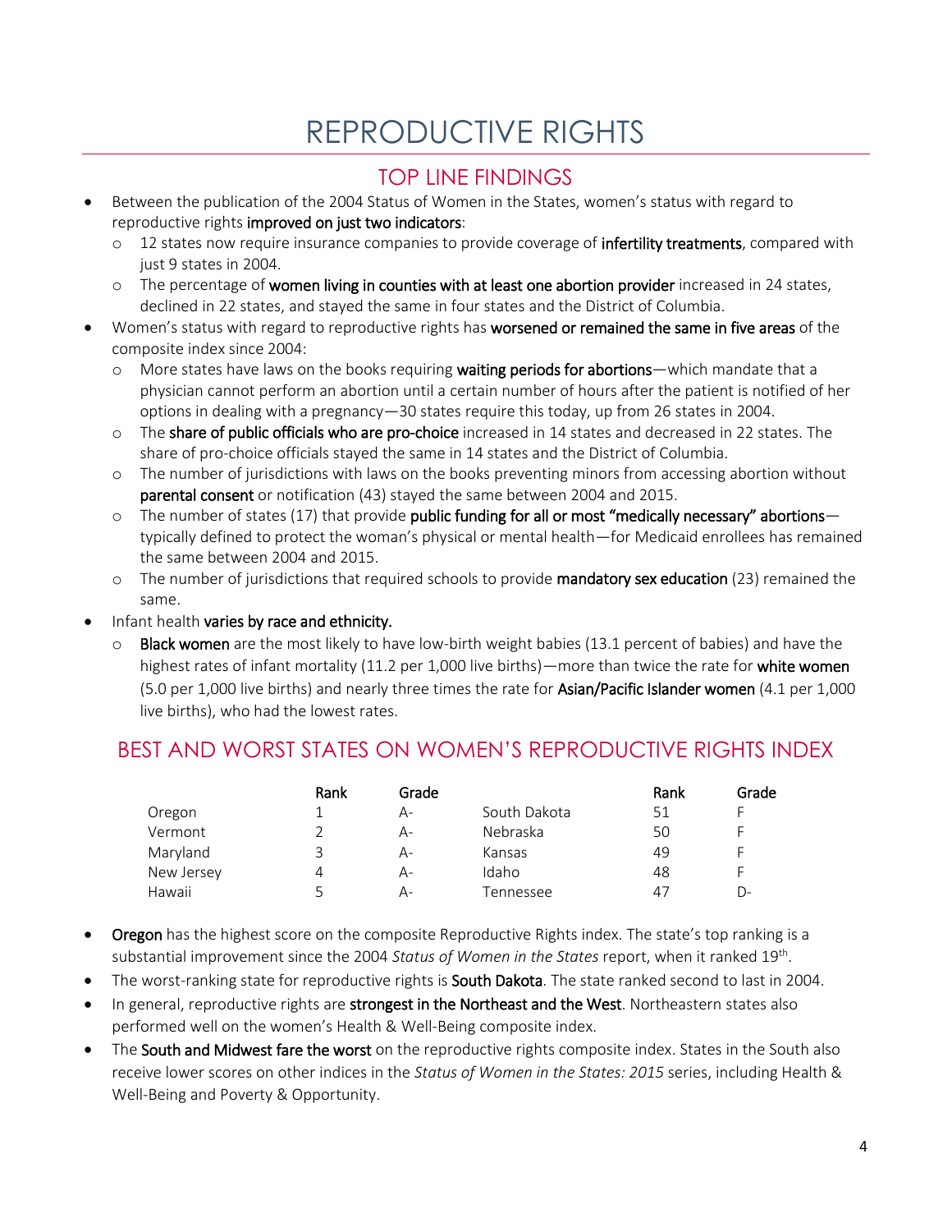# REPRODUCTIVE RIGHTS

## TOP LINE FINDINGS

- Between the publication of the 2004 Status of Women in the States, women's status with regard to reproductive rights **improved on just two indicators**:
  - 12 states now require insurance companies to provide coverage of **infertility treatments**, compared with just 9 states in 2004.
  - The percentage of **women living in counties with at least one abortion provider** increased in 24 states, declined in 22 states, and stayed the same in four states and the District of Columbia.
- Women's status with regard to reproductive rights has **worsened or remained the same in five areas** of the composite index since 2004:
  - More states have laws on the books requiring **waiting periods for abortions**—which mandate that a physician cannot perform an abortion until a certain number of hours after the patient is notified of her options in dealing with a pregnancy—30 states require this today, up from 26 states in 2004.
  - The **share of public officials who are pro-choice** increased in 14 states and decreased in 22 states. The share of pro-choice officials stayed the same in 14 states and the District of Columbia.
  - The number of jurisdictions with laws on the books preventing minors from accessing abortion without **parental consent** or notification (43) stayed the same between 2004 and 2015.
  - The number of states (17) that provide **public funding for all or most "medically necessary" abortions**—typically defined to protect the woman's physical or mental health—for Medicaid enrollees has remained the same between 2004 and 2015.
  - The number of jurisdictions that required schools to provide **mandatory sex education** (23) remained the same.
- Infant health **varies by race and ethnicity.**
  - **Black women** are the most likely to have low-birth weight babies (13.1 percent of babies) and have the highest rates of infant mortality (11.2 per 1,000 live births)—more than twice the rate for **white women** (5.0 per 1,000 live births) and nearly three times the rate for **Asian/Pacific Islander women** (4.1 per 1,000 live births), who had the lowest rates.

## BEST AND WORST STATES ON WOMEN'S REPRODUCTIVE RIGHTS INDEX

| | Rank | Grade | | Rank | Grade |
|---|---|---|---|---|---|
| Oregon | 1 | A- | South Dakota | 51 | F |
| Vermont | 2 | A- | Nebraska | 50 | F |
| Maryland | 3 | A- | Kansas | 49 | F |
| New Jersey | 4 | A- | Idaho | 48 | F |
| Hawaii | 5 | A- | Tennessee | 47 | D- |

- **Oregon** has the highest score on the composite Reproductive Rights index. The state's top ranking is a substantial improvement since the 2004 *Status of Women in the States* report, when it ranked 19th.
- The worst-ranking state for reproductive rights is **South Dakota**. The state ranked second to last in 2004.
- In general, reproductive rights are **strongest in the Northeast and the West**. Northeastern states also performed well on the women's Health & Well-Being composite index.
- The **South and Midwest fare the worst** on the reproductive rights composite index. States in the South also receive lower scores on other indices in the *Status of Women in the States: 2015* series, including Health & Well-Being and Poverty & Opportunity.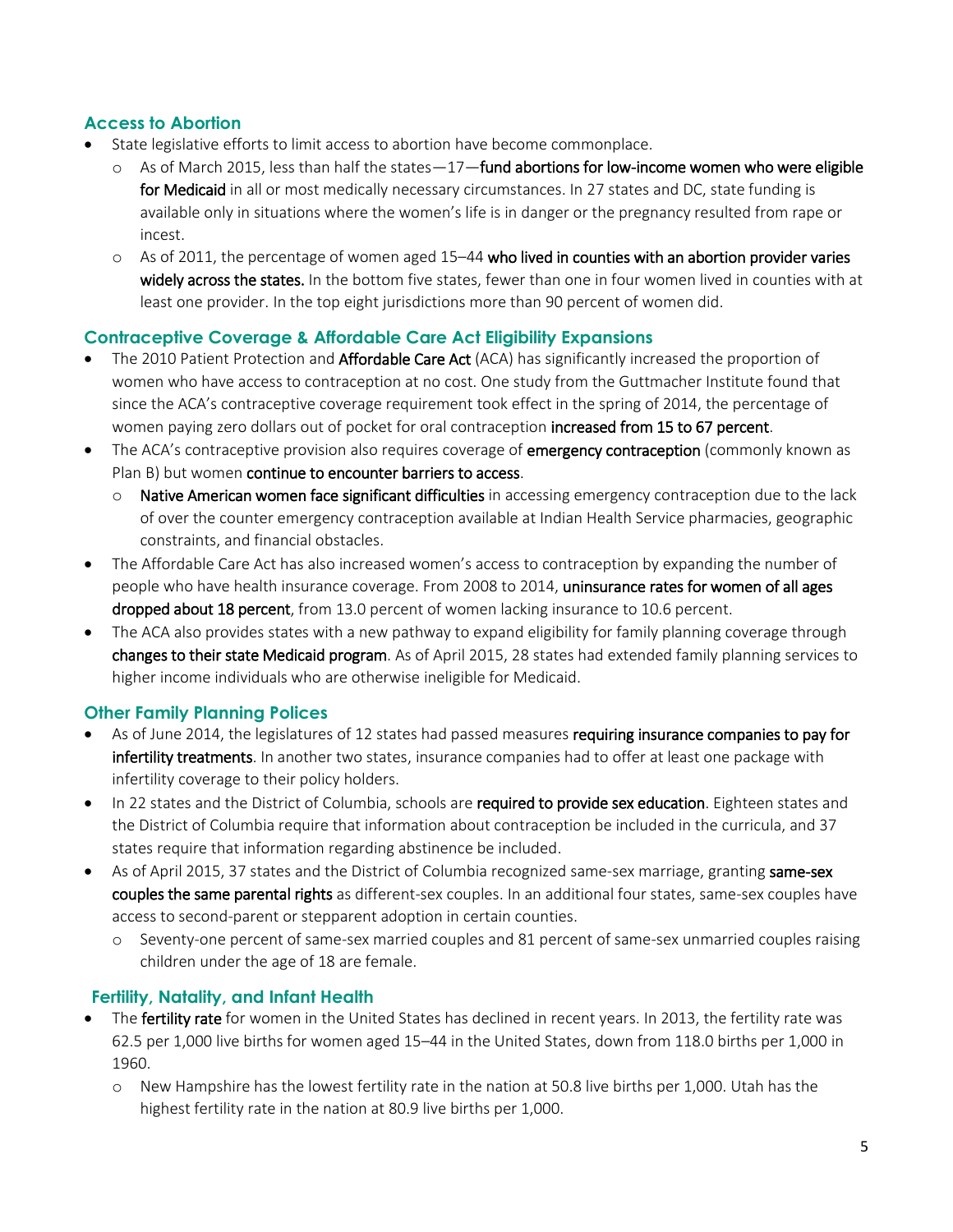## Access to Abortion

- State legislative efforts to limit access to abortion have become commonplace.
  - As of March 2015, less than half the states—17—**fund abortions for low-income women who were eligible for Medicaid** in all or most medically necessary circumstances. In 27 states and DC, state funding is available only in situations where the women's life is in danger or the pregnancy resulted from rape or incest.
  - As of 2011, the percentage of women aged 15–44 **who lived in counties with an abortion provider varies widely across the states.** In the bottom five states, fewer than one in four women lived in counties with at least one provider. In the top eight jurisdictions more than 90 percent of women did.

## Contraceptive Coverage & Affordable Care Act Eligibility Expansions

- The 2010 Patient Protection and **Affordable Care Act** (ACA) has significantly increased the proportion of women who have access to contraception at no cost. One study from the Guttmacher Institute found that since the ACA's contraceptive coverage requirement took effect in the spring of 2014, the percentage of women paying zero dollars out of pocket for oral contraception **increased from 15 to 67 percent**.
- The ACA's contraceptive provision also requires coverage of **emergency contraception** (commonly known as Plan B) but women **continue to encounter barriers to access**.
  - **Native American women face significant difficulties** in accessing emergency contraception due to the lack of over the counter emergency contraception available at Indian Health Service pharmacies, geographic constraints, and financial obstacles.
- The Affordable Care Act has also increased women's access to contraception by expanding the number of people who have health insurance coverage. From 2008 to 2014, **uninsurance rates for women of all ages dropped about 18 percent**, from 13.0 percent of women lacking insurance to 10.6 percent.
- The ACA also provides states with a new pathway to expand eligibility for family planning coverage through **changes to their state Medicaid program**. As of April 2015, 28 states had extended family planning services to higher income individuals who are otherwise ineligible for Medicaid.

## Other Family Planning Polices

- As of June 2014, the legislatures of 12 states had passed measures **requiring insurance companies to pay for infertility treatments**. In another two states, insurance companies had to offer at least one package with infertility coverage to their policy holders.
- In 22 states and the District of Columbia, schools are **required to provide sex education**. Eighteen states and the District of Columbia require that information about contraception be included in the curricula, and 37 states require that information regarding abstinence be included.
- As of April 2015, 37 states and the District of Columbia recognized same-sex marriage, granting **same-sex couples the same parental rights** as different-sex couples. In an additional four states, same-sex couples have access to second-parent or stepparent adoption in certain counties.
  - Seventy-one percent of same-sex married couples and 81 percent of same-sex unmarried couples raising children under the age of 18 are female.

## Fertility, Natality, and Infant Health

- The **fertility rate** for women in the United States has declined in recent years. In 2013, the fertility rate was 62.5 per 1,000 live births for women aged 15–44 in the United States, down from 118.0 births per 1,000 in 1960.
  - New Hampshire has the lowest fertility rate in the nation at 50.8 live births per 1,000. Utah has the highest fertility rate in the nation at 80.9 live births per 1,000.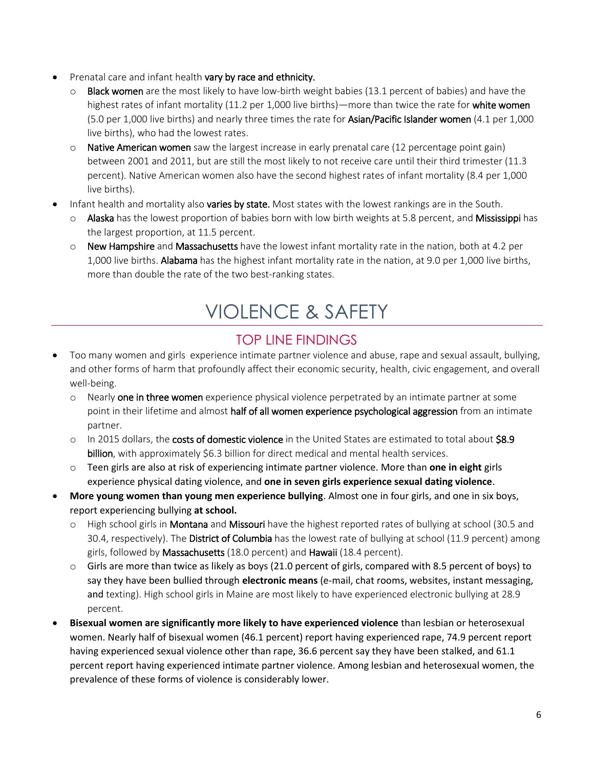- Prenatal care and infant health **vary by race and ethnicity.**
  - **Black women** are the most likely to have low-birth weight babies (13.1 percent of babies) and have the highest rates of infant mortality (11.2 per 1,000 live births)—more than twice the rate for **white women** (5.0 per 1,000 live births) and nearly three times the rate for **Asian/Pacific Islander women** (4.1 per 1,000 live births), who had the lowest rates.
  - **Native American women** saw the largest increase in early prenatal care (12 percentage point gain) between 2001 and 2011, but are still the most likely to not receive care until their third trimester (11.3 percent). Native American women also have the second highest rates of infant mortality (8.4 per 1,000 live births).
- Infant health and mortality also **varies by state.** Most states with the lowest rankings are in the South.
  - **Alaska** has the lowest proportion of babies born with low birth weights at 5.8 percent, and **Mississippi** has the largest proportion, at 11.5 percent.
  - **New Hampshire** and **Massachusetts** have the lowest infant mortality rate in the nation, both at 4.2 per 1,000 live births. **Alabama** has the highest infant mortality rate in the nation, at 9.0 per 1,000 live births, more than double the rate of the two best-ranking states.

# VIOLENCE & SAFETY

## TOP LINE FINDINGS

- Too many women and girls experience intimate partner violence and abuse, rape and sexual assault, bullying, and other forms of harm that profoundly affect their economic security, health, civic engagement, and overall well-being.
  - Nearly **one in three women** experience physical violence perpetrated by an intimate partner at some point in their lifetime and almost **half of all women experience psychological aggression** from an intimate partner.
  - In 2015 dollars, the **costs of domestic violence** in the United States are estimated to total about **$8.9 billion**, with approximately $6.3 billion for direct medical and mental health services.
  - Teen girls are also at risk of experiencing intimate partner violence. More than **one in eight** girls experience physical dating violence, and **one in seven girls experience sexual dating violence**.
- **More young women than young men experience bullying**. Almost one in four girls, and one in six boys, report experiencing bullying **at school.**
  - High school girls in **Montana** and **Missouri** have the highest reported rates of bullying at school (30.5 and 30.4, respectively). The **District of Columbia** has the lowest rate of bullying at school (11.9 percent) among girls, followed by **Massachusetts** (18.0 percent) and **Hawaii** (18.4 percent).
  - Girls are more than twice as likely as boys (21.0 percent of girls, compared with 8.5 percent of boys) to say they have been bullied through **electronic means** (e-mail, chat rooms, websites, instant messaging, and texting). High school girls in Maine are most likely to have experienced electronic bullying at 28.9 percent.
- **Bisexual women are significantly more likely to have experienced violence** than lesbian or heterosexual women. Nearly half of bisexual women (46.1 percent) report having experienced rape, 74.9 percent report having experienced sexual violence other than rape, 36.6 percent say they have been stalked, and 61.1 percent report having experienced intimate partner violence. Among lesbian and heterosexual women, the prevalence of these forms of violence is considerably lower.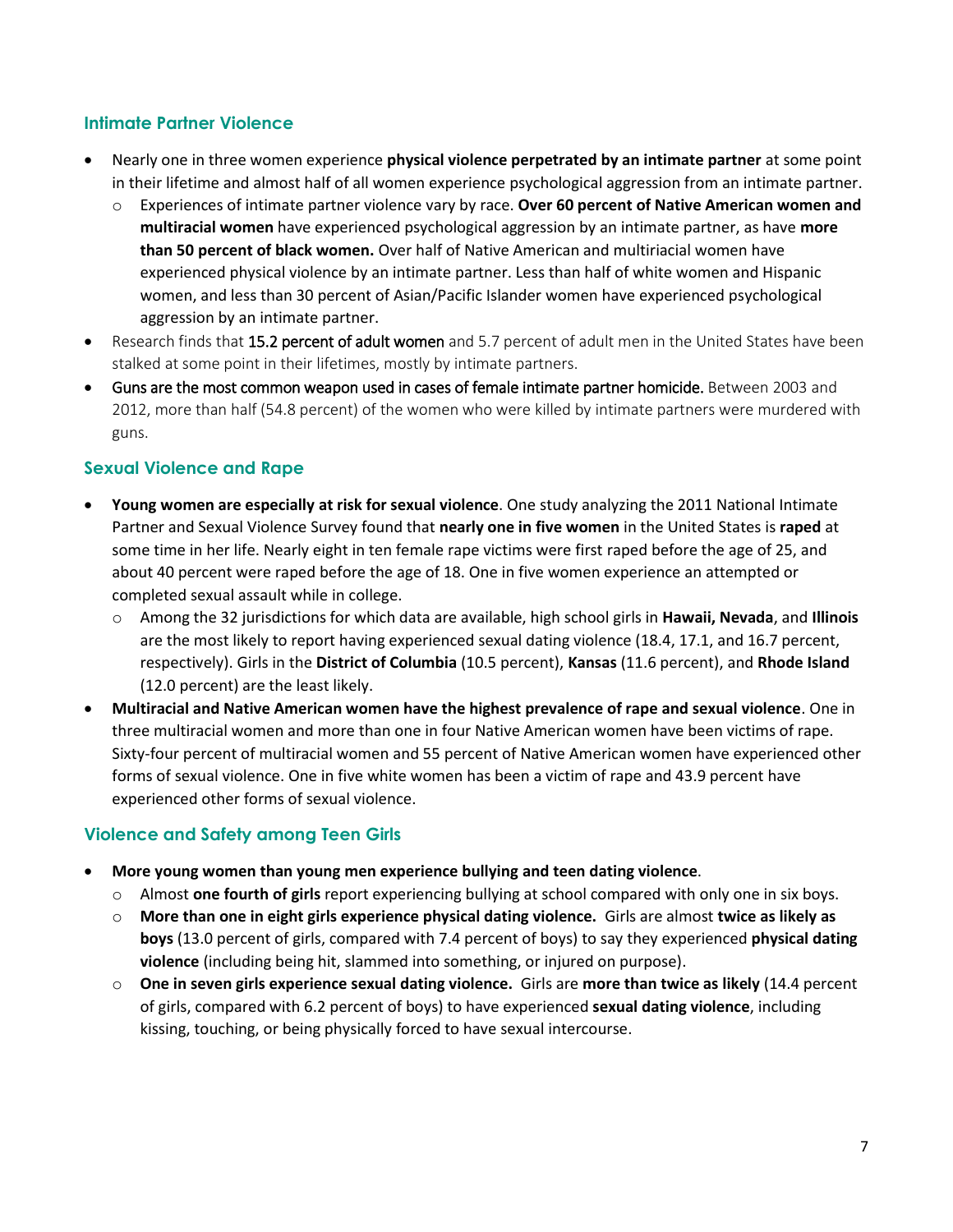## Intimate Partner Violence

- Nearly one in three women experience **physical violence perpetrated by an intimate partner** at some point in their lifetime and almost half of all women experience psychological aggression from an intimate partner.
  - Experiences of intimate partner violence vary by race. **Over 60 percent of Native American women and multiracial women** have experienced psychological aggression by an intimate partner, as have **more than 50 percent of black women.** Over half of Native American and multiriacial women have experienced physical violence by an intimate partner. Less than half of white women and Hispanic women, and less than 30 percent of Asian/Pacific Islander women have experienced psychological aggression by an intimate partner.
- Research finds that 15.2 percent of adult women and 5.7 percent of adult men in the United States have been stalked at some point in their lifetimes, mostly by intimate partners.
- Guns are the most common weapon used in cases of female intimate partner homicide. Between 2003 and 2012, more than half (54.8 percent) of the women who were killed by intimate partners were murdered with guns.

## Sexual Violence and Rape

- **Young women are especially at risk for sexual violence**. One study analyzing the 2011 National Intimate Partner and Sexual Violence Survey found that **nearly one in five women** in the United States is **raped** at some time in her life. Nearly eight in ten female rape victims were first raped before the age of 25, and about 40 percent were raped before the age of 18. One in five women experience an attempted or completed sexual assault while in college.
  - Among the 32 jurisdictions for which data are available, high school girls in **Hawaii, Nevada**, and **Illinois** are the most likely to report having experienced sexual dating violence (18.4, 17.1, and 16.7 percent, respectively). Girls in the **District of Columbia** (10.5 percent), **Kansas** (11.6 percent), and **Rhode Island** (12.0 percent) are the least likely.
- **Multiracial and Native American women have the highest prevalence of rape and sexual violence**. One in three multiracial women and more than one in four Native American women have been victims of rape. Sixty-four percent of multiracial women and 55 percent of Native American women have experienced other forms of sexual violence. One in five white women has been a victim of rape and 43.9 percent have experienced other forms of sexual violence.

## Violence and Safety among Teen Girls

- **More young women than young men experience bullying and teen dating violence**.
  - Almost **one fourth of girls** report experiencing bullying at school compared with only one in six boys.
  - **More than one in eight girls experience physical dating violence.** Girls are almost **twice as likely as boys** (13.0 percent of girls, compared with 7.4 percent of boys) to say they experienced **physical dating violence** (including being hit, slammed into something, or injured on purpose).
  - **One in seven girls experience sexual dating violence.** Girls are **more than twice as likely** (14.4 percent of girls, compared with 6.2 percent of boys) to have experienced **sexual dating violence**, including kissing, touching, or being physically forced to have sexual intercourse.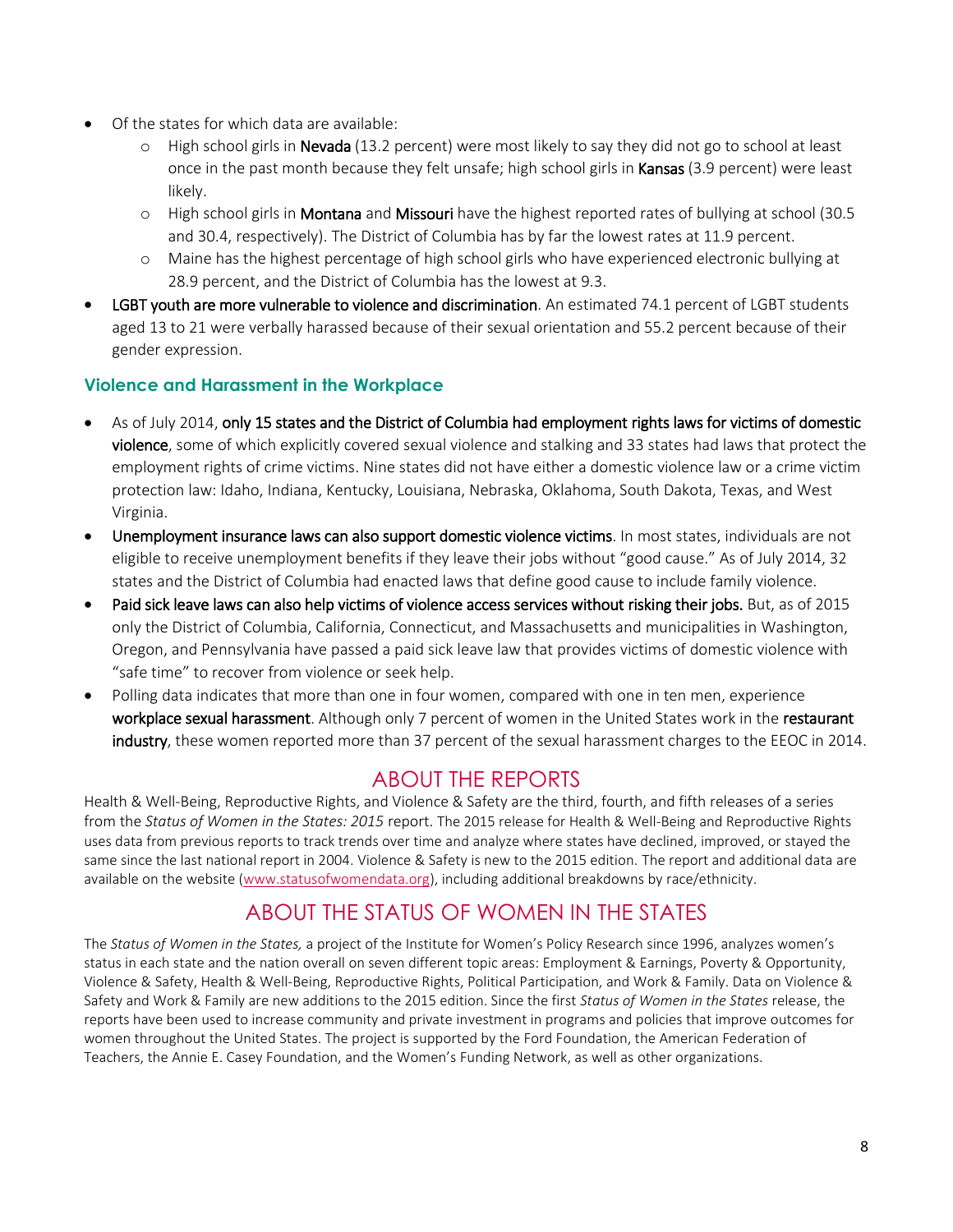- Of the states for which data are available:
    - High school girls in **Nevada** (13.2 percent) were most likely to say they did not go to school at least once in the past month because they felt unsafe; high school girls in **Kansas** (3.9 percent) were least likely.
    - High school girls in **Montana** and **Missouri** have the highest reported rates of bullying at school (30.5 and 30.4, respectively). The District of Columbia has by far the lowest rates at 11.9 percent.
    - Maine has the highest percentage of high school girls who have experienced electronic bullying at 28.9 percent, and the District of Columbia has the lowest at 9.3.
- **LGBT youth are more vulnerable to violence and discrimination**. An estimated 74.1 percent of LGBT students aged 13 to 21 were verbally harassed because of their sexual orientation and 55.2 percent because of their gender expression.

### Violence and Harassment in the Workplace

- As of July 2014, **only 15 states and the District of Columbia had employment rights laws for victims of domestic violence**, some of which explicitly covered sexual violence and stalking and 33 states had laws that protect the employment rights of crime victims. Nine states did not have either a domestic violence law or a crime victim protection law: Idaho, Indiana, Kentucky, Louisiana, Nebraska, Oklahoma, South Dakota, Texas, and West Virginia.
- **Unemployment insurance laws can also support domestic violence victims**. In most states, individuals are not eligible to receive unemployment benefits if they leave their jobs without "good cause." As of July 2014, 32 states and the District of Columbia had enacted laws that define good cause to include family violence.
- **Paid sick leave laws can also help victims of violence access services without risking their jobs.** But, as of 2015 only the District of Columbia, California, Connecticut, and Massachusetts and municipalities in Washington, Oregon, and Pennsylvania have passed a paid sick leave law that provides victims of domestic violence with "safe time" to recover from violence or seek help.
- Polling data indicates that more than one in four women, compared with one in ten men, experience **workplace sexual harassment**. Although only 7 percent of women in the United States work in the **restaurant industry**, these women reported more than 37 percent of the sexual harassment charges to the EEOC in 2014.

## ABOUT THE REPORTS

Health & Well-Being, Reproductive Rights, and Violence & Safety are the third, fourth, and fifth releases of a series from the *Status of Women in the States: 2015* report. The 2015 release for Health & Well-Being and Reproductive Rights uses data from previous reports to track trends over time and analyze where states have declined, improved, or stayed the same since the last national report in 2004. Violence & Safety is new to the 2015 edition. The report and additional data are available on the website (www.statusofwomendata.org), including additional breakdowns by race/ethnicity.

## ABOUT THE STATUS OF WOMEN IN THE STATES

The *Status of Women in the States,* a project of the Institute for Women's Policy Research since 1996, analyzes women's status in each state and the nation overall on seven different topic areas: Employment & Earnings, Poverty & Opportunity, Violence & Safety, Health & Well-Being, Reproductive Rights, Political Participation, and Work & Family. Data on Violence & Safety and Work & Family are new additions to the 2015 edition. Since the first *Status of Women in the States* release, the reports have been used to increase community and private investment in programs and policies that improve outcomes for women throughout the United States. The project is supported by the Ford Foundation, the American Federation of Teachers, the Annie E. Casey Foundation, and the Women's Funding Network, as well as other organizations.